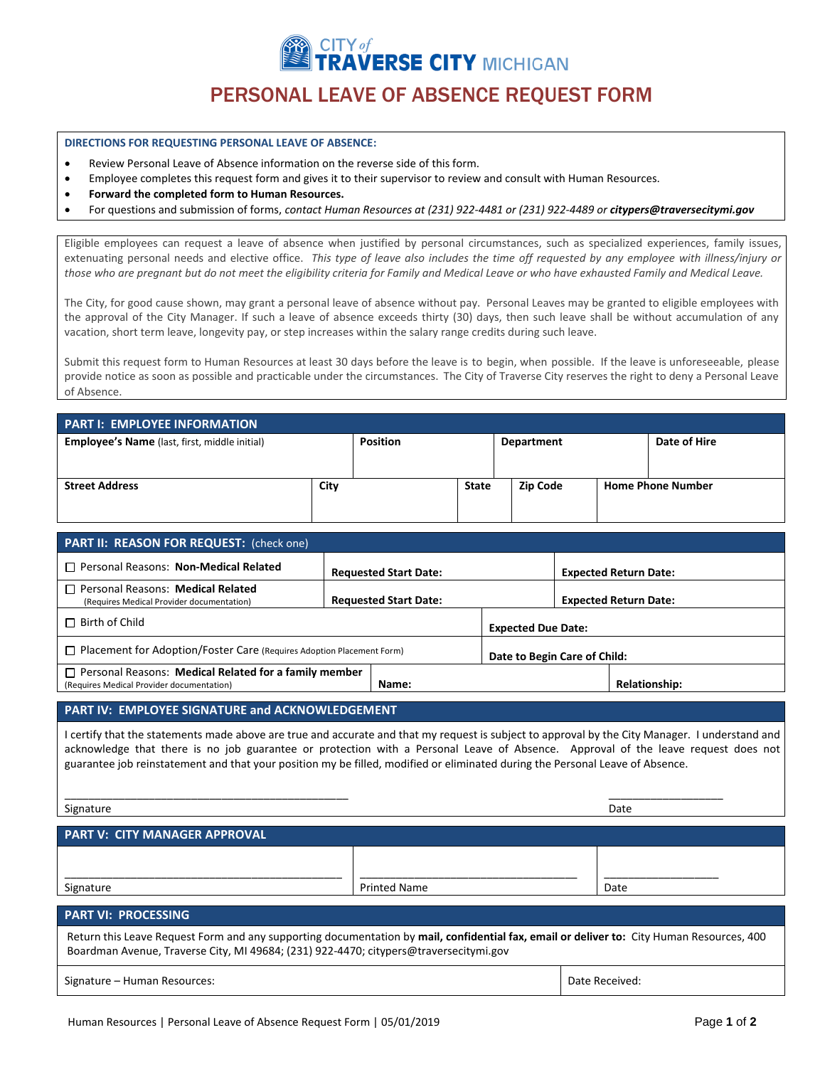# CITY of TRAVERSE CITY MICHIGAN

# PERSONAL LEAVE OF ABSENCE REQUEST FORM

**DIRECTIONS FOR REQUESTING PERSONAL LEAVE OF ABSENCE:**

- Review Personal Leave of Absence information on the reverse side of this form.
- Employee completes this request form and gives it to their supervisor to review and consult with Human Resources.
- **Forward the completed form to Human Resources.**
- For questions and submission of forms, *contact Human Resources at (231) 922-4481 or (231) 922-4489 or* ***citypers@traversecitymi.gov***

Eligible employees can request a leave of absence when justified by personal circumstances, such as specialized experiences, family issues, extenuating personal needs and elective office. *This type of leave also includes the time off requested by any employee with illness/injury or those who are pregnant but do not meet the eligibility criteria for Family and Medical Leave or who have exhausted Family and Medical Leave.*

The City, for good cause shown, may grant a personal leave of absence without pay. Personal Leaves may be granted to eligible employees with the approval of the City Manager. If such a leave of absence exceeds thirty (30) days, then such leave shall be without accumulation of any vacation, short term leave, longevity pay, or step increases within the salary range credits during such leave.

Submit this request form to Human Resources at least 30 days before the leave is to begin, when possible. If the leave is unforeseeable, please provide notice as soon as possible and practicable under the circumstances. The City of Traverse City reserves the right to deny a Personal Leave of Absence.

## PART I: EMPLOYEE INFORMATION

| **Employee's Name** (last, first, middle initial) | **Position** | **Department** | **Date of Hire** |
|---|---|---|---|
| | | | |

| **Street Address** | **City** | **State** | **Zip Code** | **Home Phone Number** |
|---|---|---|---|---|
| | | | | |

## PART II: REASON FOR REQUEST: (check one)

| | | |
|---|---|---|
| ☐ Personal Reasons: **Non-Medical Related** | **Requested Start Date:** | **Expected Return Date:** |
| ☐ Personal Reasons: **Medical Related** (Requires Medical Provider documentation) | **Requested Start Date:** | **Expected Return Date:** |
| ☐ Birth of Child | **Expected Due Date:** | |
| ☐ Placement for Adoption/Foster Care (Requires Adoption Placement Form) | **Date to Begin Care of Child:** | |
| ☐ Personal Reasons: **Medical Related for a family member** (Requires Medical Provider documentation) | **Name:** | **Relationship:** |

## PART IV: EMPLOYEE SIGNATURE and ACKNOWLEDGEMENT

I certify that the statements made above are true and accurate and that my request is subject to approval by the City Manager. I understand and acknowledge that there is no job guarantee or protection with a Personal Leave of Absence. Approval of the leave request does not guarantee job reinstatement and that your position my be filled, modified or eliminated during the Personal Leave of Absence.

_______________________________________________ Signature

___________________ Date

## PART V: CITY MANAGER APPROVAL

| Signature | Printed Name | Date |
|---|---|---|
| | | |

## PART VI: PROCESSING

Return this Leave Request Form and any supporting documentation by **mail, confidential fax, email or deliver to:** City Human Resources, 400 Boardman Avenue, Traverse City, MI 49684; (231) 922-4470; citypers@traversecitymi.gov

| Signature – Human Resources: | Date Received: |
|---|---|

Human Resources | Personal Leave of Absence Request Form | 05/01/2019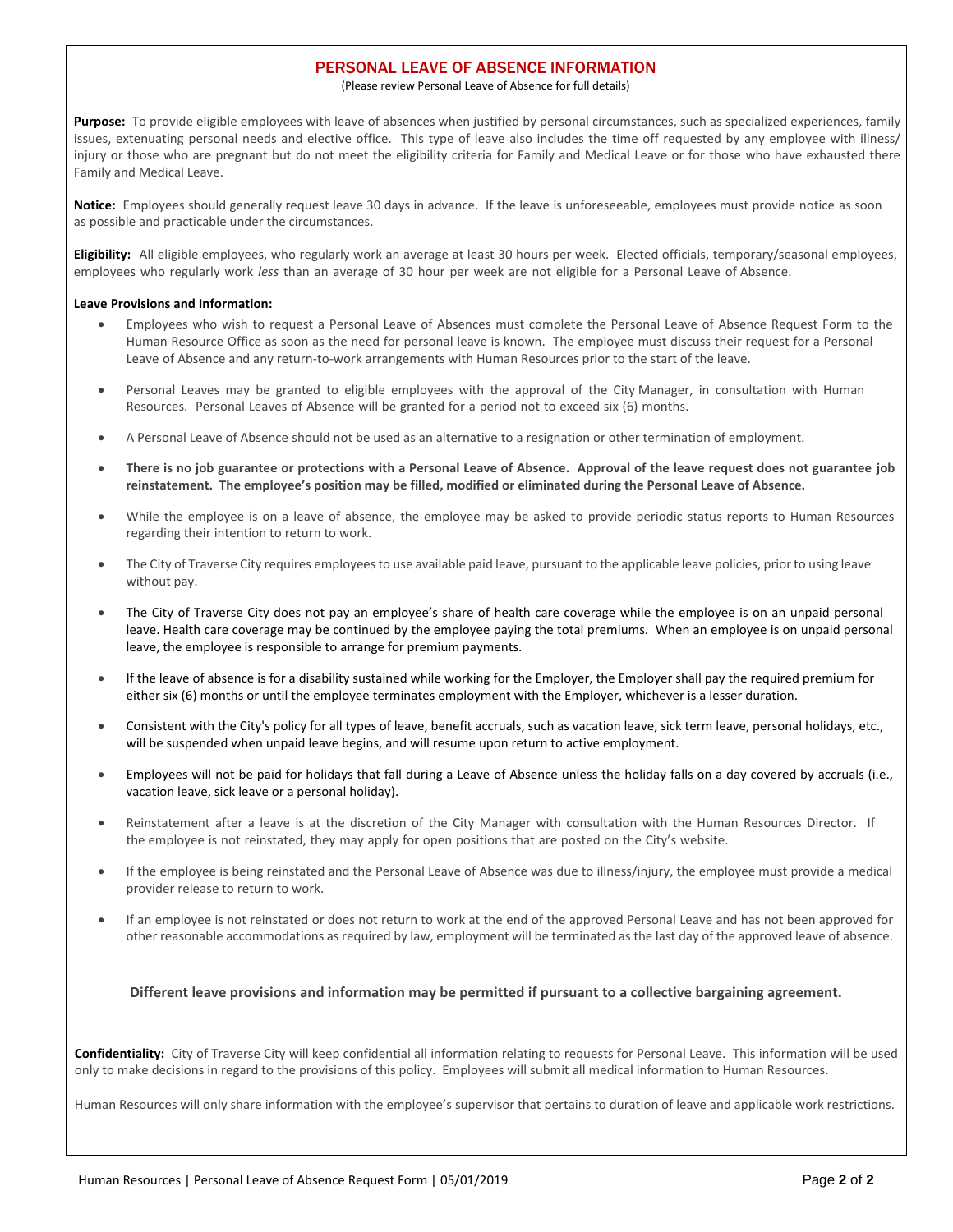# PERSONAL LEAVE OF ABSENCE INFORMATION

(Please review Personal Leave of Absence for full details)

**Purpose:** To provide eligible employees with leave of absences when justified by personal circumstances, such as specialized experiences, family issues, extenuating personal needs and elective office. This type of leave also includes the time off requested by any employee with illness/ injury or those who are pregnant but do not meet the eligibility criteria for Family and Medical Leave or for those who have exhausted there Family and Medical Leave.

**Notice:** Employees should generally request leave 30 days in advance. If the leave is unforeseeable, employees must provide notice as soon as possible and practicable under the circumstances.

**Eligibility:** All eligible employees, who regularly work an average at least 30 hours per week. Elected officials, temporary/seasonal employees, employees who regularly work *less* than an average of 30 hour per week are not eligible for a Personal Leave of Absence.

**Leave Provisions and Information:**

- Employees who wish to request a Personal Leave of Absences must complete the Personal Leave of Absence Request Form to the Human Resource Office as soon as the need for personal leave is known. The employee must discuss their request for a Personal Leave of Absence and any return-to-work arrangements with Human Resources prior to the start of the leave.
- Personal Leaves may be granted to eligible employees with the approval of the City Manager, in consultation with Human Resources. Personal Leaves of Absence will be granted for a period not to exceed six (6) months.
- A Personal Leave of Absence should not be used as an alternative to a resignation or other termination of employment.
- **There is no job guarantee or protections with a Personal Leave of Absence. Approval of the leave request does not guarantee job reinstatement. The employee's position may be filled, modified or eliminated during the Personal Leave of Absence.**
- While the employee is on a leave of absence, the employee may be asked to provide periodic status reports to Human Resources regarding their intention to return to work.
- The City of Traverse City requires employees to use available paid leave, pursuant to the applicable leave policies, prior to using leave without pay.
- The City of Traverse City does not pay an employee's share of health care coverage while the employee is on an unpaid personal leave. Health care coverage may be continued by the employee paying the total premiums. When an employee is on unpaid personal leave, the employee is responsible to arrange for premium payments.
- If the leave of absence is for a disability sustained while working for the Employer, the Employer shall pay the required premium for either six (6) months or until the employee terminates employment with the Employer, whichever is a lesser duration.
- Consistent with the City's policy for all types of leave, benefit accruals, such as vacation leave, sick term leave, personal holidays, etc., will be suspended when unpaid leave begins, and will resume upon return to active employment.
- Employees will not be paid for holidays that fall during a Leave of Absence unless the holiday falls on a day covered by accruals (i.e., vacation leave, sick leave or a personal holiday).
- Reinstatement after a leave is at the discretion of the City Manager with consultation with the Human Resources Director. If the employee is not reinstated, they may apply for open positions that are posted on the City's website.
- If the employee is being reinstated and the Personal Leave of Absence was due to illness/injury, the employee must provide a medical provider release to return to work.
- If an employee is not reinstated or does not return to work at the end of the approved Personal Leave and has not been approved for other reasonable accommodations as required by law, employment will be terminated as the last day of the approved leave of absence.

**Different leave provisions and information may be permitted if pursuant to a collective bargaining agreement.**

**Confidentiality:** City of Traverse City will keep confidential all information relating to requests for Personal Leave. This information will be used only to make decisions in regard to the provisions of this policy. Employees will submit all medical information to Human Resources.

Human Resources will only share information with the employee's supervisor that pertains to duration of leave and applicable work restrictions.